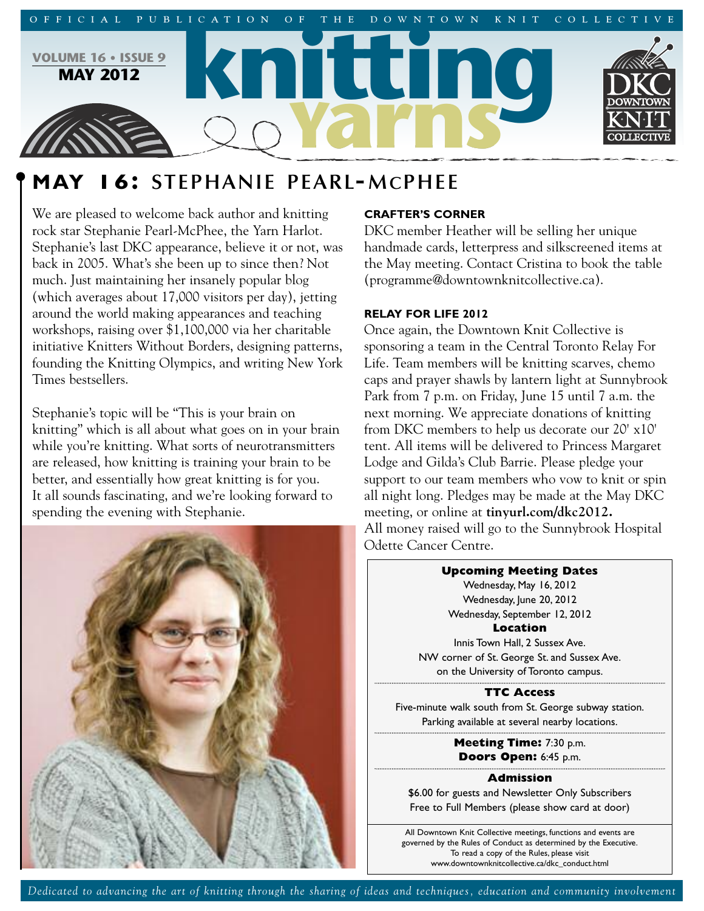OFFICIAL PUBLICATION OF THE DOWNTOWN KNIT COLLECTIVE

**VOLUME 16 • ISSUE 9**
**MAY 2012**

# knitting Yarns

## MAY 16: STEPHANIE PEARL-McPHEE

We are pleased to welcome back author and knitting rock star Stephanie Pearl-McPhee, the Yarn Harlot. Stephanie's last DKC appearance, believe it or not, was back in 2005. What's she been up to since then? Not much. Just maintaining her insanely popular blog (which averages about 17,000 visitors per day), jetting around the world making appearances and teaching workshops, raising over $1,100,000 via her charitable initiative Knitters Without Borders, designing patterns, founding the Knitting Olympics, and writing New York Times bestsellers.

Stephanie's topic will be "This is your brain on knitting" which is all about what goes on in your brain while you're knitting. What sorts of neurotransmitters are released, how knitting is training your brain to be better, and essentially how great knitting is for you. It all sounds fascinating, and we're looking forward to spending the evening with Stephanie.

### CRAFTER'S CORNER

DKC member Heather will be selling her unique handmade cards, letterpress and silkscreened items at the May meeting. Contact Cristina to book the table (programme@downtownknitcollective.ca).

### RELAY FOR LIFE 2012

Once again, the Downtown Knit Collective is sponsoring a team in the Central Toronto Relay For Life. Team members will be knitting scarves, chemo caps and prayer shawls by lantern light at Sunnybrook Park from 7 p.m. on Friday, June 15 until 7 a.m. the next morning. We appreciate donations of knitting from DKC members to help us decorate our 20' x10' tent. All items will be delivered to Princess Margaret Lodge and Gilda's Club Barrie. Please pledge your support to our team members who vow to knit or spin all night long. Pledges may be made at the May DKC meeting, or online at **tinyurl.com/dkc2012.** All money raised will go to the Sunnybrook Hospital Odette Cancer Centre.

**Upcoming Meeting Dates**
Wednesday, May 16, 2012
Wednesday, June 20, 2012
Wednesday, September 12, 2012

**Location**
Innis Town Hall, 2 Sussex Ave.
NW corner of St. George St. and Sussex Ave.
on the University of Toronto campus.

**TTC Access**
Five-minute walk south from St. George subway station.
Parking available at several nearby locations.

**Meeting Time:** 7:30 p.m.
**Doors Open:** 6:45 p.m.

**Admission**
$6.00 for guests and Newsletter Only Subscribers
Free to Full Members (please show card at door)

All Downtown Knit Collective meetings, functions and events are governed by the Rules of Conduct as determined by the Executive. To read a copy of the Rules, please visit www.downtownknitcollective.ca/dkc_conduct.html

*Dedicated to advancing the art of knitting through the sharing of ideas and techniques, education and community involvement*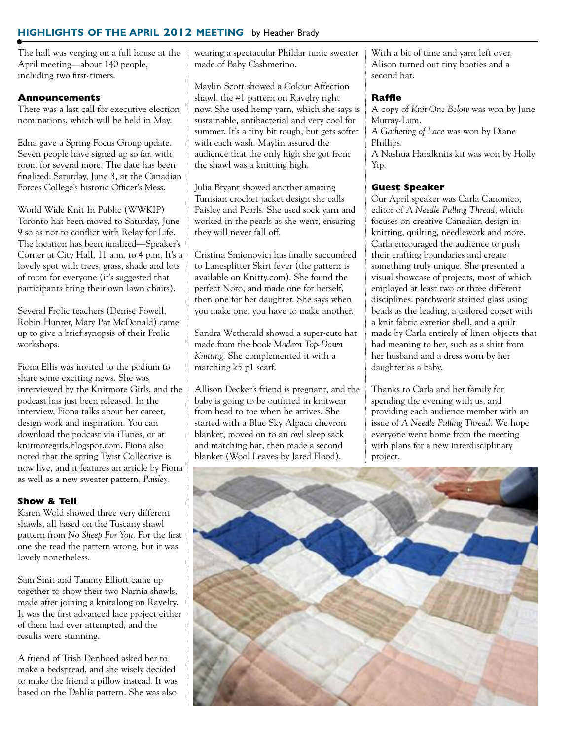## HIGHLIGHTS OF THE APRIL 2012 MEETING by Heather Brady

The hall was verging on a full house at the April meeting—about 140 people, including two first-timers.

### Announcements

There was a last call for executive election nominations, which will be held in May.

Edna gave a Spring Focus Group update. Seven people have signed up so far, with room for several more. The date has been finalized: Saturday, June 3, at the Canadian Forces College's historic Officer's Mess.

World Wide Knit In Public (WWKIP) Toronto has been moved to Saturday, June 9 so as not to conflict with Relay for Life. The location has been finalized—Speaker's Corner at City Hall, 11 a.m. to 4 p.m. It's a lovely spot with trees, grass, shade and lots of room for everyone (it's suggested that participants bring their own lawn chairs).

Several Frolic teachers (Denise Powell, Robin Hunter, Mary Pat McDonald) came up to give a brief synopsis of their Frolic workshops.

Fiona Ellis was invited to the podium to share some exciting news. She was interviewed by the Knitmore Girls, and the podcast has just been released. In the interview, Fiona talks about her career, design work and inspiration. You can download the podcast via iTunes, or at knitmoregirls.blogspot.com. Fiona also noted that the spring Twist Collective is now live, and it features an article by Fiona as well as a new sweater pattern, *Paisley*.

### Show & Tell

Karen Wold showed three very different shawls, all based on the Tuscany shawl pattern from *No Sheep For You*. For the first one she read the pattern wrong, but it was lovely nonetheless.

Sam Smit and Tammy Elliott came up together to show their two Narnia shawls, made after joining a knitalong on Ravelry. It was the first advanced lace project either of them had ever attempted, and the results were stunning.

A friend of Trish Denhoed asked her to make a bedspread, and she wisely decided to make the friend a pillow instead. It was based on the Dahlia pattern. She was also wearing a spectacular Phildar tunic sweater made of Baby Cashmerino.

Maylin Scott showed a Colour Affection shawl, the #1 pattern on Ravelry right now. She used hemp yarn, which she says is sustainable, antibacterial and very cool for summer. It's a tiny bit rough, but gets softer with each wash. Maylin assured the audience that the only high she got from the shawl was a knitting high.

Julia Bryant showed another amazing Tunisian crochet jacket design she calls Paisley and Pearls. She used sock yarn and worked in the pearls as she went, ensuring they will never fall off.

Cristina Smionovici has finally succumbed to Lanesplitter Skirt fever (the pattern is available on Knitty.com). She found the perfect Noro, and made one for herself, then one for her daughter. She says when you make one, you have to make another.

Sandra Wetherald showed a super-cute hat made from the book *Modern Top-Down Knitting*. She complemented it with a matching k5 p1 scarf.

Allison Decker's friend is pregnant, and the baby is going to be outfitted in knitwear from head to toe when he arrives. She started with a Blue Sky Alpaca chevron blanket, moved on to an owl sleep sack and matching hat, then made a second blanket (Wool Leaves by Jared Flood). With a bit of time and yarn left over, Alison turned out tiny booties and a second hat.

### Raffle

A copy of *Knit One Below* was won by June Murray-Lum.
*A Gathering of Lace* was won by Diane Phillips.
A Nashua Handknits kit was won by Holly Yip.

### Guest Speaker

Our April speaker was Carla Canonico, editor of *A Needle Pulling Thread*, which focuses on creative Canadian design in knitting, quilting, needlework and more. Carla encouraged the audience to push their crafting boundaries and create something truly unique. She presented a visual showcase of projects, most of which employed at least two or three different disciplines: patchwork stained glass using beads as the leading, a tailored corset with a knit fabric exterior shell, and a quilt made by Carla entirely of linen objects that had meaning to her, such as a shirt from her husband and a dress worn by her daughter as a baby.

Thanks to Carla and her family for spending the evening with us, and providing each audience member with an issue of *A Needle Pulling Thread*. We hope everyone went home from the meeting with plans for a new interdisciplinary project.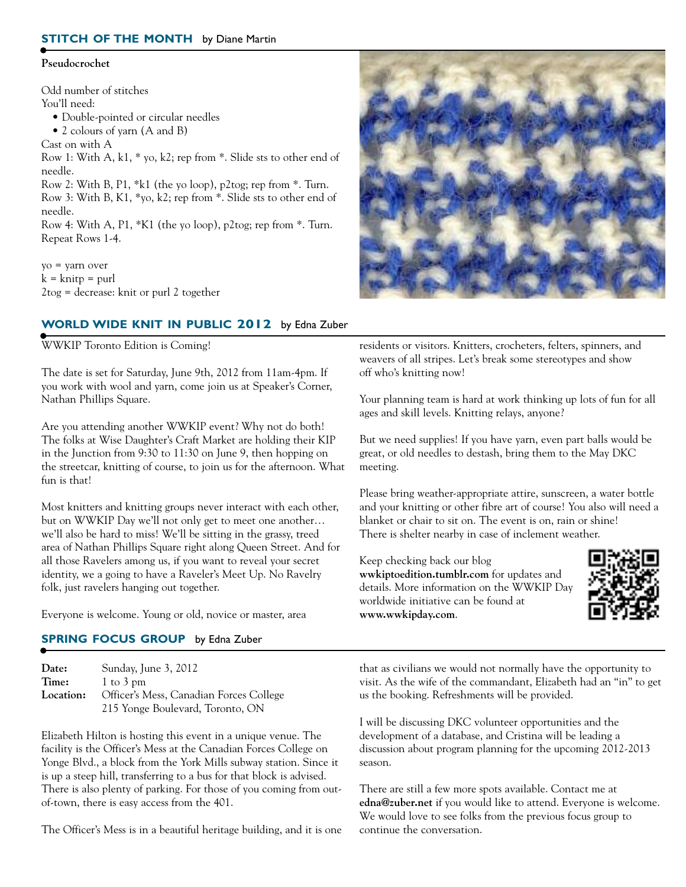## STITCH OF THE MONTH by Diane Martin

**Pseudocrochet**

Odd number of stitches
You'll need:

- Double-pointed or circular needles
- 2 colours of yarn (A and B)

Cast on with A
Row 1: With A, k1, * yo, k2; rep from *. Slide sts to other end of needle.
Row 2: With B, P1, *k1 (the yo loop), p2tog; rep from *. Turn.
Row 3: With B, K1, *yo, k2; rep from *. Slide sts to other end of needle.
Row 4: With A, P1, *K1 (the yo loop), p2tog; rep from *. Turn.
Repeat Rows 1-4.

yo = yarn over
k = knitp = purl
2tog = decrease: knit or purl 2 together

## WORLD WIDE KNIT IN PUBLIC 2012 by Edna Zuber

WWKIP Toronto Edition is Coming!

The date is set for Saturday, June 9th, 2012 from 11am-4pm. If you work with wool and yarn, come join us at Speaker's Corner, Nathan Phillips Square.

Are you attending another WWKIP event? Why not do both! The folks at Wise Daughter's Craft Market are holding their KIP in the Junction from 9:30 to 11:30 on June 9, then hopping on the streetcar, knitting of course, to join us for the afternoon. What fun is that!

Most knitters and knitting groups never interact with each other, but on WWKIP Day we'll not only get to meet one another… we'll also be hard to miss! We'll be sitting in the grassy, treed area of Nathan Phillips Square right along Queen Street. And for all those Ravelers among us, if you want to reveal your secret identity, we a going to have a Raveler's Meet Up. No Ravelry folk, just ravelers hanging out together.

Everyone is welcome. Young or old, novice or master, area residents or visitors. Knitters, crocheters, felters, spinners, and weavers of all stripes. Let's break some stereotypes and show off who's knitting now!

Your planning team is hard at work thinking up lots of fun for all ages and skill levels. Knitting relays, anyone?

But we need supplies! If you have yarn, even part balls would be great, or old needles to destash, bring them to the May DKC meeting.

Please bring weather-appropriate attire, sunscreen, a water bottle and your knitting or other fibre art of course! You also will need a blanket or chair to sit on. The event is on, rain or shine! There is shelter nearby in case of inclement weather.

Keep checking back our blog **wwkiptoedition.tumblr.com** for updates and details. More information on the WWKIP Day worldwide initiative can be found at **www.wwkipday.com**.

## SPRING FOCUS GROUP by Edna Zuber

**Date:** Sunday, June 3, 2012
**Time:** 1 to 3 pm
**Location:** Officer's Mess, Canadian Forces College
215 Yonge Boulevard, Toronto, ON

Elizabeth Hilton is hosting this event in a unique venue. The facility is the Officer's Mess at the Canadian Forces College on Yonge Blvd., a block from the York Mills subway station. Since it is up a steep hill, transferring to a bus for that block is advised. There is also plenty of parking. For those of you coming from out-of-town, there is easy access from the 401.

The Officer's Mess is in a beautiful heritage building, and it is one that as civilians we would not normally have the opportunity to visit. As the wife of the commandant, Elizabeth had an "in" to get us the booking. Refreshments will be provided.

I will be discussing DKC volunteer opportunities and the development of a database, and Cristina will be leading a discussion about program planning for the upcoming 2012-2013 season.

There are still a few more spots available. Contact me at **edna@zuber.net** if you would like to attend. Everyone is welcome. We would love to see folks from the previous focus group to continue the conversation.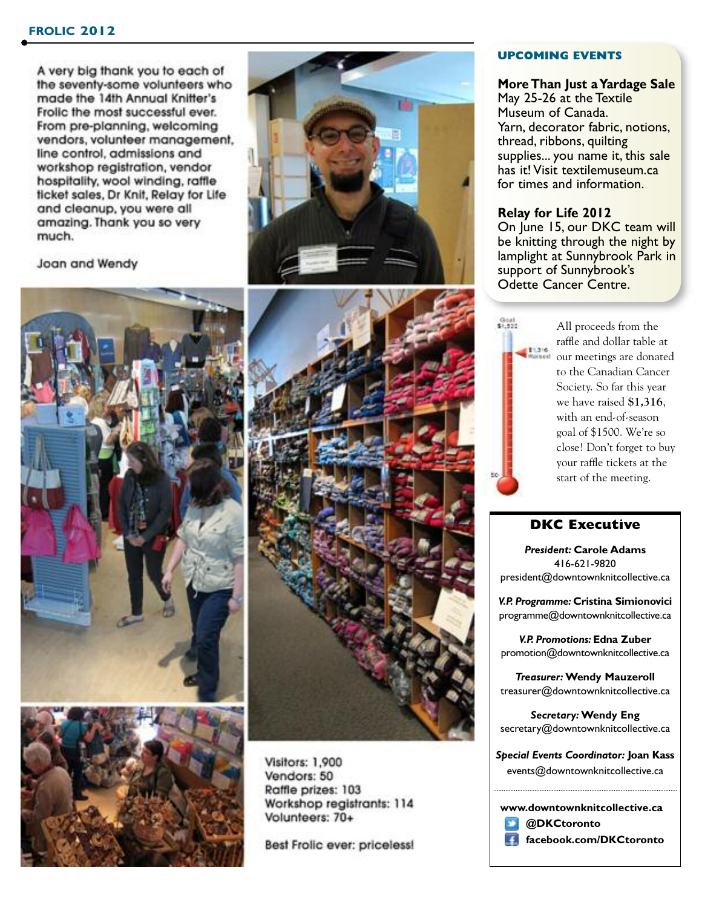## FROLIC 2012

A very big thank you to each of the seventy-some volunteers who made the 14th Annual Knitter's Frolic the most successful ever. From pre-planning, welcoming vendors, volunteer management, line control, admissions and workshop registration, vendor hospitality, wool winding, raffle ticket sales, Dr Knit, Relay for Life and cleanup, you were all amazing. Thank you so very much.

Joan and Wendy

Visitors: 1,900
Vendors: 50
Raffle prizes: 103
Workshop registrants: 114
Volunteers: 70+

Best Frolic ever: priceless!

### UPCOMING EVENTS

**More Than Just a Yardage Sale**
May 25-26 at the Textile Museum of Canada.
Yarn, decorator fabric, notions, thread, ribbons, quilting supplies... you name it, this sale has it! Visit textilemuseum.ca for times and information.

**Relay for Life 2012**
On June 15, our DKC team will be knitting through the night by lamplight at Sunnybrook Park in support of Sunnybrook's Odette Cancer Centre.

Goal
$1,500

$1,316
Raised

$0

All proceeds from the raffle and dollar table at our meetings are donated to the Canadian Cancer Society. So far this year we have raised **$1,316**, with an end-of-season goal of $1500. We're so close! Don't forget to buy your raffle tickets at the start of the meeting.

### DKC Executive

***President:*** **Carole Adams**
416-621-9820
president@downtownknitcollective.ca

***V.P. Programme:*** **Cristina Simionovici**
programme@downtownknitcollective.ca

***V.P. Promotions:*** **Edna Zuber**
promotion@downtownknitcollective.ca

***Treasurer:*** **Wendy Mauzeroll**
treasurer@downtownknitcollective.ca

***Secretary:*** **Wendy Eng**
secretary@downtownknitcollective.ca

***Special Events Coordinator:*** **Joan Kass**
events@downtownknitcollective.ca

**www.downtownknitcollective.ca**
**@DKCtoronto**
**facebook.com/DKCtoronto**